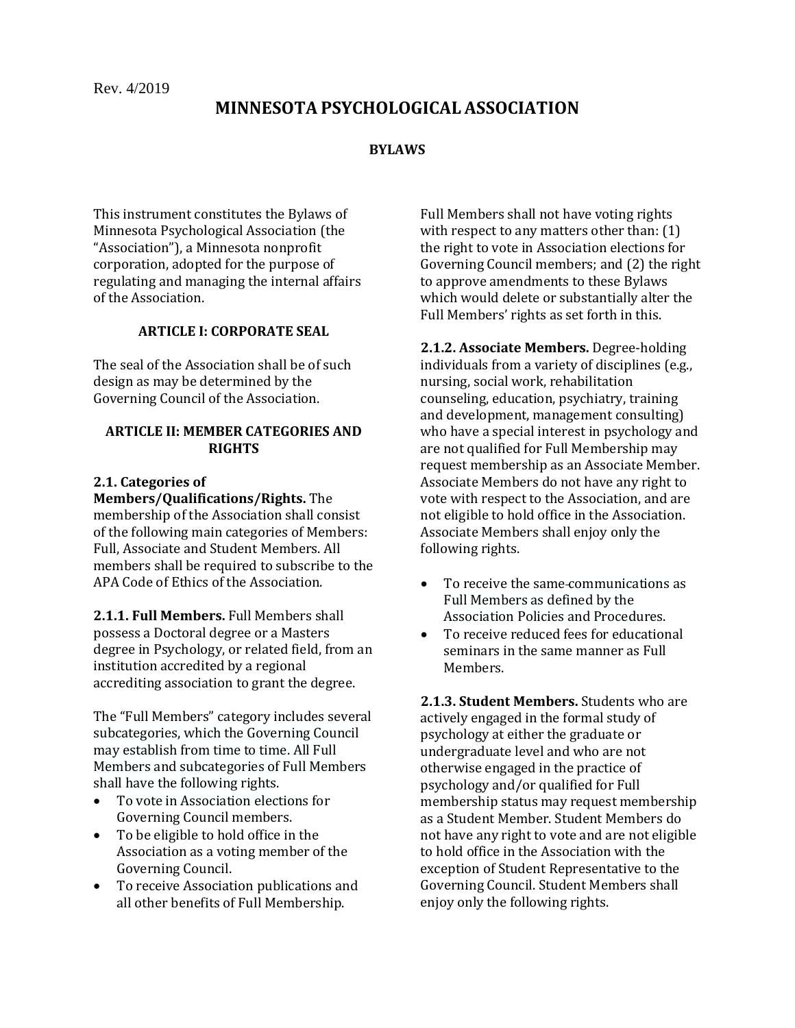Rev. 4/2019

# MINNESOTA PSYCHOLOGICAL ASSOCIATION

## BYLAWS

This instrument constitutes the Bylaws of Minnesota Psychological Association (the "Association"), a Minnesota nonprofit corporation, adopted for the purpose of regulating and managing the internal affairs of the Association.

### ARTICLE I: CORPORATE SEAL

The seal of the Association shall be of such design as may be determined by the Governing Council of the Association.

### ARTICLE II: MEMBER CATEGORIES AND RIGHTS

**2.1. Categories of Members/Qualifications/Rights.** The membership of the Association shall consist of the following main categories of Members: Full, Associate and Student Members. All members shall be required to subscribe to the APA Code of Ethics of the Association.

**2.1.1. Full Members.** Full Members shall possess a Doctoral degree or a Masters degree in Psychology, or related field, from an institution accredited by a regional accrediting association to grant the degree.

The "Full Members" category includes several subcategories, which the Governing Council may establish from time to time. All Full Members and subcategories of Full Members shall have the following rights.

- To vote in Association elections for Governing Council members.
- To be eligible to hold office in the Association as a voting member of the Governing Council.
- To receive Association publications and all other benefits of Full Membership.

Full Members shall not have voting rights with respect to any matters other than: (1) the right to vote in Association elections for Governing Council members; and (2) the right to approve amendments to these Bylaws which would delete or substantially alter the Full Members' rights as set forth in this.

**2.1.2. Associate Members.** Degree-holding individuals from a variety of disciplines (e.g., nursing, social work, rehabilitation counseling, education, psychiatry, training and development, management consulting) who have a special interest in psychology and are not qualified for Full Membership may request membership as an Associate Member. Associate Members do not have any right to vote with respect to the Association, and are not eligible to hold office in the Association. Associate Members shall enjoy only the following rights.

- To receive the same communications as Full Members as defined by the Association Policies and Procedures.
- To receive reduced fees for educational seminars in the same manner as Full Members.

**2.1.3. Student Members.** Students who are actively engaged in the formal study of psychology at either the graduate or undergraduate level and who are not otherwise engaged in the practice of psychology and/or qualified for Full membership status may request membership as a Student Member. Student Members do not have any right to vote and are not eligible to hold office in the Association with the exception of Student Representative to the Governing Council. Student Members shall enjoy only the following rights.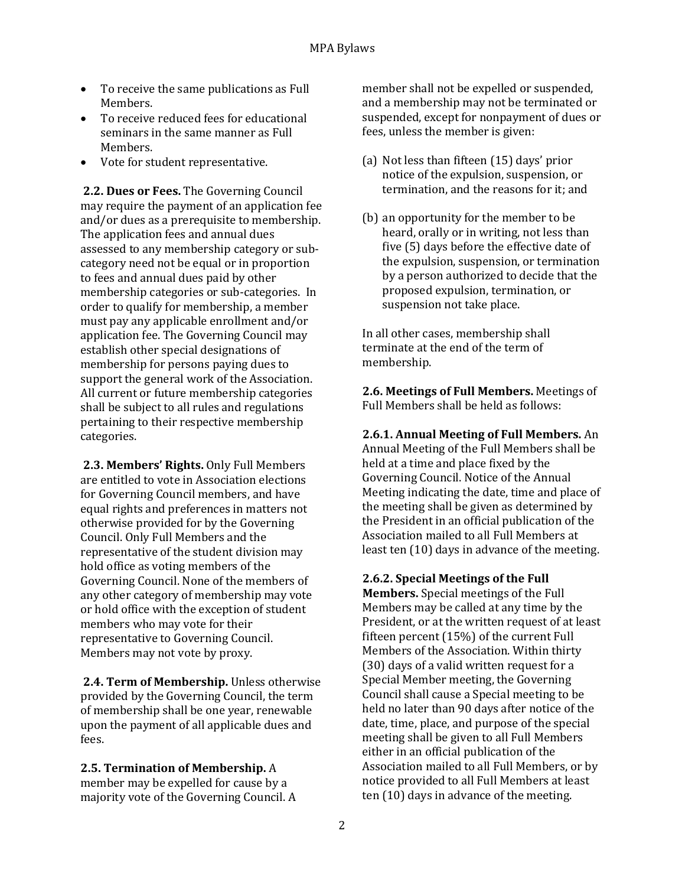- To receive the same publications as Full Members.
- To receive reduced fees for educational seminars in the same manner as Full Members.
- Vote for student representative.

**2.2. Dues or Fees.** The Governing Council may require the payment of an application fee and/or dues as a prerequisite to membership. The application fees and annual dues assessed to any membership category or sub-category need not be equal or in proportion to fees and annual dues paid by other membership categories or sub-categories. In order to qualify for membership, a member must pay any applicable enrollment and/or application fee. The Governing Council may establish other special designations of membership for persons paying dues to support the general work of the Association. All current or future membership categories shall be subject to all rules and regulations pertaining to their respective membership categories.

**2.3. Members' Rights.** Only Full Members are entitled to vote in Association elections for Governing Council members, and have equal rights and preferences in matters not otherwise provided for by the Governing Council. Only Full Members and the representative of the student division may hold office as voting members of the Governing Council. None of the members of any other category of membership may vote or hold office with the exception of student members who may vote for their representative to Governing Council. Members may not vote by proxy.

**2.4. Term of Membership.** Unless otherwise provided by the Governing Council, the term of membership shall be one year, renewable upon the payment of all applicable dues and fees.

**2.5. Termination of Membership.** A member may be expelled for cause by a majority vote of the Governing Council. A member shall not be expelled or suspended, and a membership may not be terminated or suspended, except for nonpayment of dues or fees, unless the member is given:

(a) Not less than fifteen (15) days' prior notice of the expulsion, suspension, or termination, and the reasons for it; and

(b) an opportunity for the member to be heard, orally or in writing, not less than five (5) days before the effective date of the expulsion, suspension, or termination by a person authorized to decide that the proposed expulsion, termination, or suspension not take place.

In all other cases, membership shall terminate at the end of the term of membership.

**2.6. Meetings of Full Members.** Meetings of Full Members shall be held as follows:

**2.6.1. Annual Meeting of Full Members.** An Annual Meeting of the Full Members shall be held at a time and place fixed by the Governing Council. Notice of the Annual Meeting indicating the date, time and place of the meeting shall be given as determined by the President in an official publication of the Association mailed to all Full Members at least ten (10) days in advance of the meeting.

**2.6.2. Special Meetings of the Full Members.** Special meetings of the Full Members may be called at any time by the President, or at the written request of at least fifteen percent (15%) of the current Full Members of the Association. Within thirty (30) days of a valid written request for a Special Member meeting, the Governing Council shall cause a Special meeting to be held no later than 90 days after notice of the date, time, place, and purpose of the special meeting shall be given to all Full Members either in an official publication of the Association mailed to all Full Members, or by notice provided to all Full Members at least ten (10) days in advance of the meeting.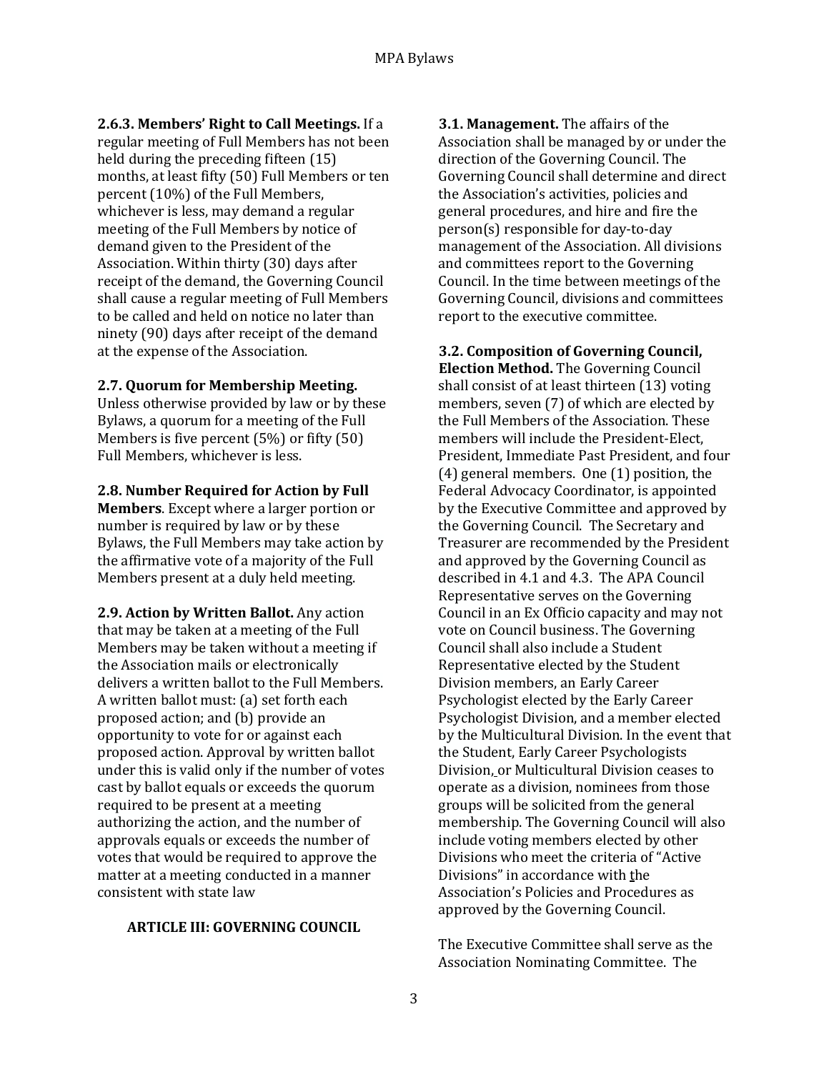**2.6.3. Members' Right to Call Meetings.** If a regular meeting of Full Members has not been held during the preceding fifteen (15) months, at least fifty (50) Full Members or ten percent (10%) of the Full Members, whichever is less, may demand a regular meeting of the Full Members by notice of demand given to the President of the Association. Within thirty (30) days after receipt of the demand, the Governing Council shall cause a regular meeting of Full Members to be called and held on notice no later than ninety (90) days after receipt of the demand at the expense of the Association.

**2.7. Quorum for Membership Meeting.** Unless otherwise provided by law or by these Bylaws, a quorum for a meeting of the Full Members is five percent (5%) or fifty (50) Full Members, whichever is less.

**2.8. Number Required for Action by Full Members**. Except where a larger portion or number is required by law or by these Bylaws, the Full Members may take action by the affirmative vote of a majority of the Full Members present at a duly held meeting.

**2.9. Action by Written Ballot.** Any action that may be taken at a meeting of the Full Members may be taken without a meeting if the Association mails or electronically delivers a written ballot to the Full Members. A written ballot must: (a) set forth each proposed action; and (b) provide an opportunity to vote for or against each proposed action. Approval by written ballot under this is valid only if the number of votes cast by ballot equals or exceeds the quorum required to be present at a meeting authorizing the action, and the number of approvals equals or exceeds the number of votes that would be required to approve the matter at a meeting conducted in a manner consistent with state law

## ARTICLE III: GOVERNING COUNCIL

**3.1. Management.** The affairs of the Association shall be managed by or under the direction of the Governing Council. The Governing Council shall determine and direct the Association's activities, policies and general procedures, and hire and fire the person(s) responsible for day-to-day management of the Association. All divisions and committees report to the Governing Council. In the time between meetings of the Governing Council, divisions and committees report to the executive committee.

**3.2. Composition of Governing Council, Election Method.** The Governing Council shall consist of at least thirteen (13) voting members, seven (7) of which are elected by the Full Members of the Association. These members will include the President-Elect, President, Immediate Past President, and four (4) general members. One (1) position, the Federal Advocacy Coordinator, is appointed by the Executive Committee and approved by the Governing Council. The Secretary and Treasurer are recommended by the President and approved by the Governing Council as described in 4.1 and 4.3. The APA Council Representative serves on the Governing Council in an Ex Officio capacity and may not vote on Council business. The Governing Council shall also include a Student Representative elected by the Student Division members, an Early Career Psychologist elected by the Early Career Psychologist Division, and a member elected by the Multicultural Division. In the event that the Student, Early Career Psychologists Division, or Multicultural Division ceases to operate as a division, nominees from those groups will be solicited from the general membership. The Governing Council will also include voting members elected by other Divisions who meet the criteria of "Active Divisions" in accordance with the Association's Policies and Procedures as approved by the Governing Council.

The Executive Committee shall serve as the Association Nominating Committee. The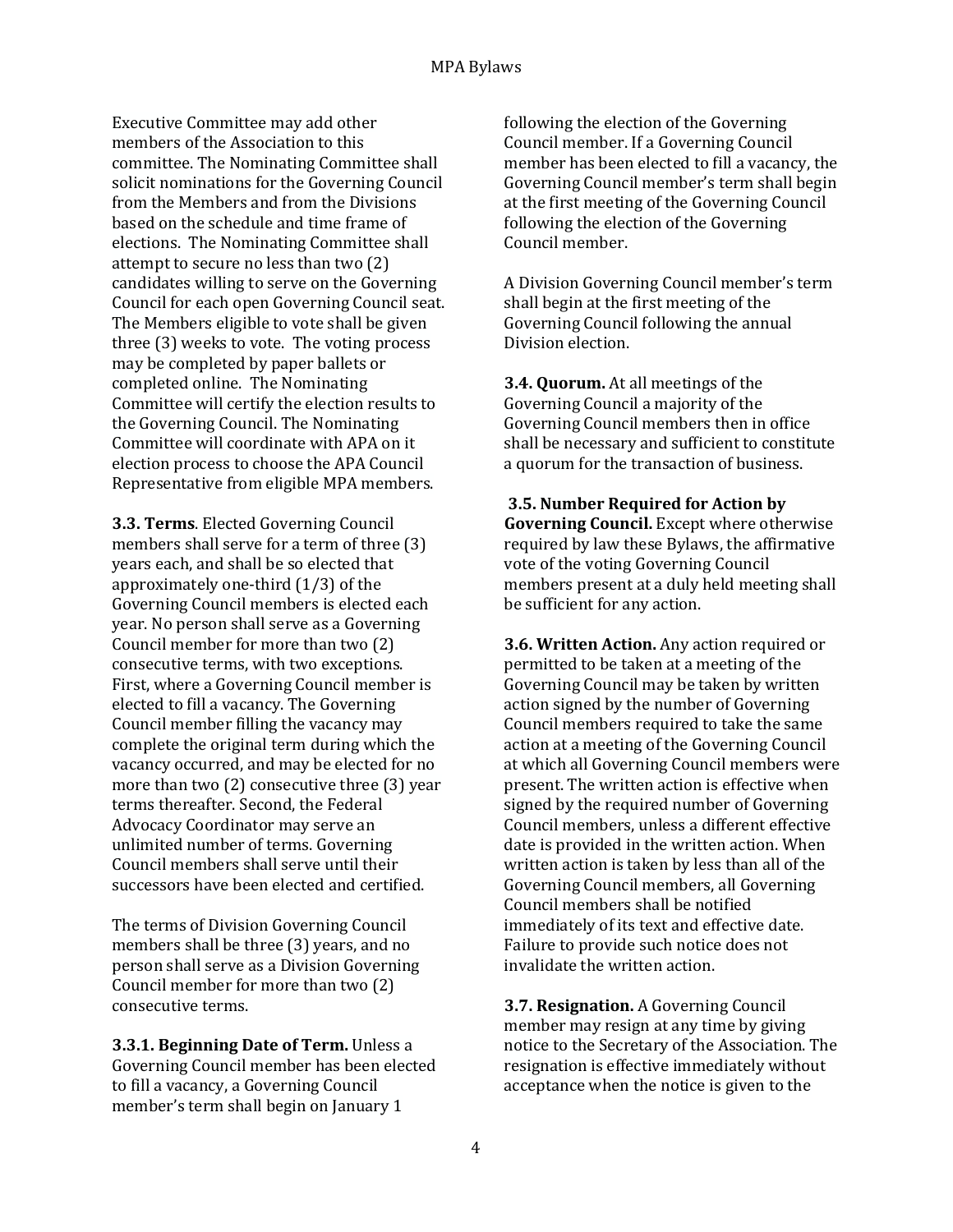Executive Committee may add other members of the Association to this committee. The Nominating Committee shall solicit nominations for the Governing Council from the Members and from the Divisions based on the schedule and time frame of elections. The Nominating Committee shall attempt to secure no less than two (2) candidates willing to serve on the Governing Council for each open Governing Council seat. The Members eligible to vote shall be given three (3) weeks to vote. The voting process may be completed by paper ballots or completed online. The Nominating Committee will certify the election results to the Governing Council. The Nominating Committee will coordinate with APA on it election process to choose the APA Council Representative from eligible MPA members.

**3.3. Terms**. Elected Governing Council members shall serve for a term of three (3) years each, and shall be so elected that approximately one-third (1/3) of the Governing Council members is elected each year. No person shall serve as a Governing Council member for more than two (2) consecutive terms, with two exceptions. First, where a Governing Council member is elected to fill a vacancy. The Governing Council member filling the vacancy may complete the original term during which the vacancy occurred, and may be elected for no more than two (2) consecutive three (3) year terms thereafter. Second, the Federal Advocacy Coordinator may serve an unlimited number of terms. Governing Council members shall serve until their successors have been elected and certified.

The terms of Division Governing Council members shall be three (3) years, and no person shall serve as a Division Governing Council member for more than two (2) consecutive terms.

**3.3.1. Beginning Date of Term.** Unless a Governing Council member has been elected to fill a vacancy, a Governing Council member's term shall begin on January 1 following the election of the Governing Council member. If a Governing Council member has been elected to fill a vacancy, the Governing Council member's term shall begin at the first meeting of the Governing Council following the election of the Governing Council member.

A Division Governing Council member's term shall begin at the first meeting of the Governing Council following the annual Division election.

**3.4. Quorum.** At all meetings of the Governing Council a majority of the Governing Council members then in office shall be necessary and sufficient to constitute a quorum for the transaction of business.

**3.5. Number Required for Action by Governing Council.** Except where otherwise required by law these Bylaws, the affirmative vote of the voting Governing Council members present at a duly held meeting shall be sufficient for any action.

**3.6. Written Action.** Any action required or permitted to be taken at a meeting of the Governing Council may be taken by written action signed by the number of Governing Council members required to take the same action at a meeting of the Governing Council at which all Governing Council members were present. The written action is effective when signed by the required number of Governing Council members, unless a different effective date is provided in the written action. When written action is taken by less than all of the Governing Council members, all Governing Council members shall be notified immediately of its text and effective date. Failure to provide such notice does not invalidate the written action.

**3.7. Resignation.** A Governing Council member may resign at any time by giving notice to the Secretary of the Association. The resignation is effective immediately without acceptance when the notice is given to the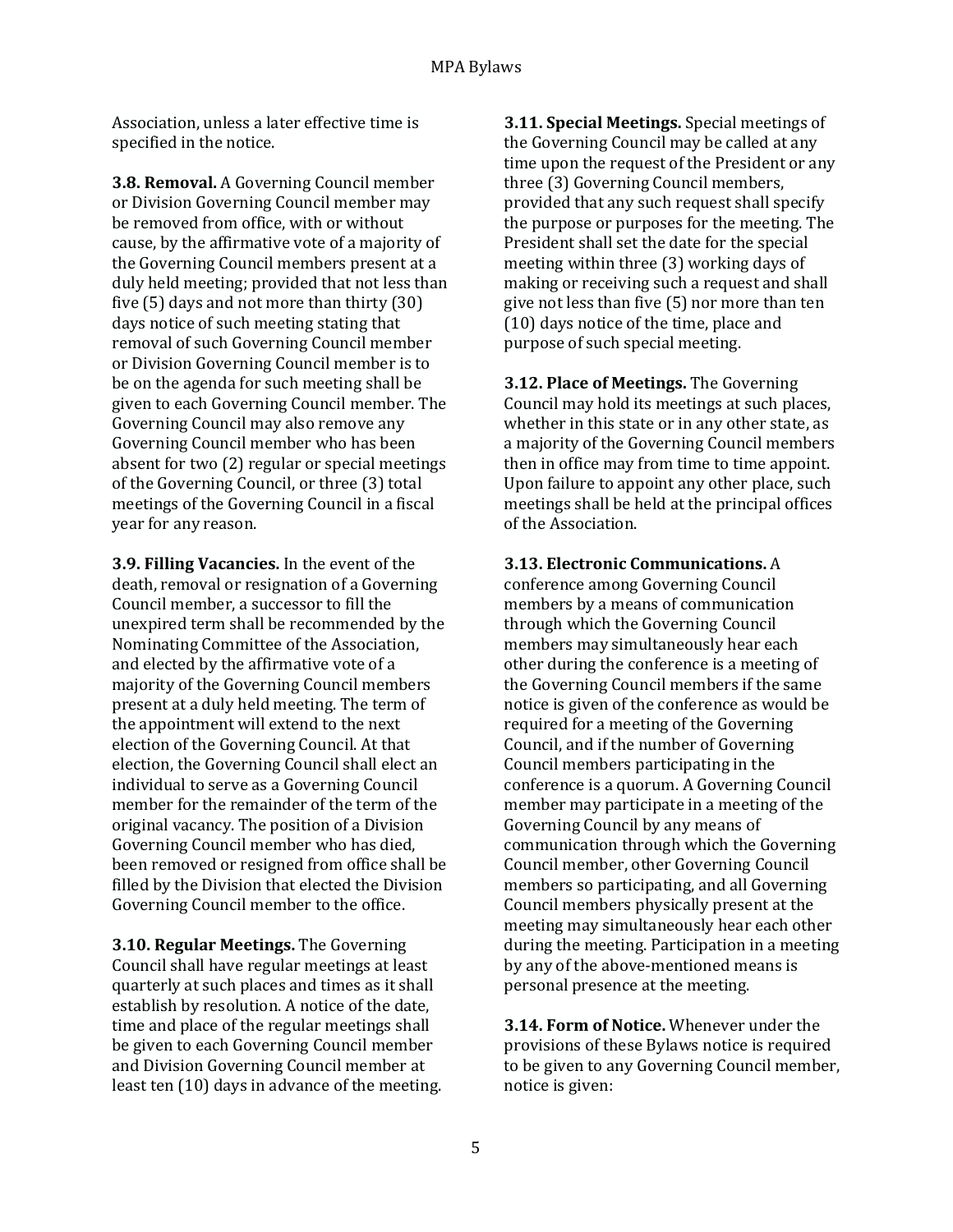Association, unless a later effective time is specified in the notice.

**3.8. Removal.** A Governing Council member or Division Governing Council member may be removed from office, with or without cause, by the affirmative vote of a majority of the Governing Council members present at a duly held meeting; provided that not less than five (5) days and not more than thirty (30) days notice of such meeting stating that removal of such Governing Council member or Division Governing Council member is to be on the agenda for such meeting shall be given to each Governing Council member. The Governing Council may also remove any Governing Council member who has been absent for two (2) regular or special meetings of the Governing Council, or three (3) total meetings of the Governing Council in a fiscal year for any reason.

**3.9. Filling Vacancies.** In the event of the death, removal or resignation of a Governing Council member, a successor to fill the unexpired term shall be recommended by the Nominating Committee of the Association, and elected by the affirmative vote of a majority of the Governing Council members present at a duly held meeting. The term of the appointment will extend to the next election of the Governing Council. At that election, the Governing Council shall elect an individual to serve as a Governing Council member for the remainder of the term of the original vacancy. The position of a Division Governing Council member who has died, been removed or resigned from office shall be filled by the Division that elected the Division Governing Council member to the office.

**3.10. Regular Meetings.** The Governing Council shall have regular meetings at least quarterly at such places and times as it shall establish by resolution. A notice of the date, time and place of the regular meetings shall be given to each Governing Council member and Division Governing Council member at least ten (10) days in advance of the meeting.

**3.11. Special Meetings.** Special meetings of the Governing Council may be called at any time upon the request of the President or any three (3) Governing Council members, provided that any such request shall specify the purpose or purposes for the meeting. The President shall set the date for the special meeting within three (3) working days of making or receiving such a request and shall give not less than five (5) nor more than ten (10) days notice of the time, place and purpose of such special meeting.

**3.12. Place of Meetings.** The Governing Council may hold its meetings at such places, whether in this state or in any other state, as a majority of the Governing Council members then in office may from time to time appoint. Upon failure to appoint any other place, such meetings shall be held at the principal offices of the Association.

**3.13. Electronic Communications.** A conference among Governing Council members by a means of communication through which the Governing Council members may simultaneously hear each other during the conference is a meeting of the Governing Council members if the same notice is given of the conference as would be required for a meeting of the Governing Council, and if the number of Governing Council members participating in the conference is a quorum. A Governing Council member may participate in a meeting of the Governing Council by any means of communication through which the Governing Council member, other Governing Council members so participating, and all Governing Council members physically present at the meeting may simultaneously hear each other during the meeting. Participation in a meeting by any of the above-mentioned means is personal presence at the meeting.

**3.14. Form of Notice.** Whenever under the provisions of these Bylaws notice is required to be given to any Governing Council member, notice is given: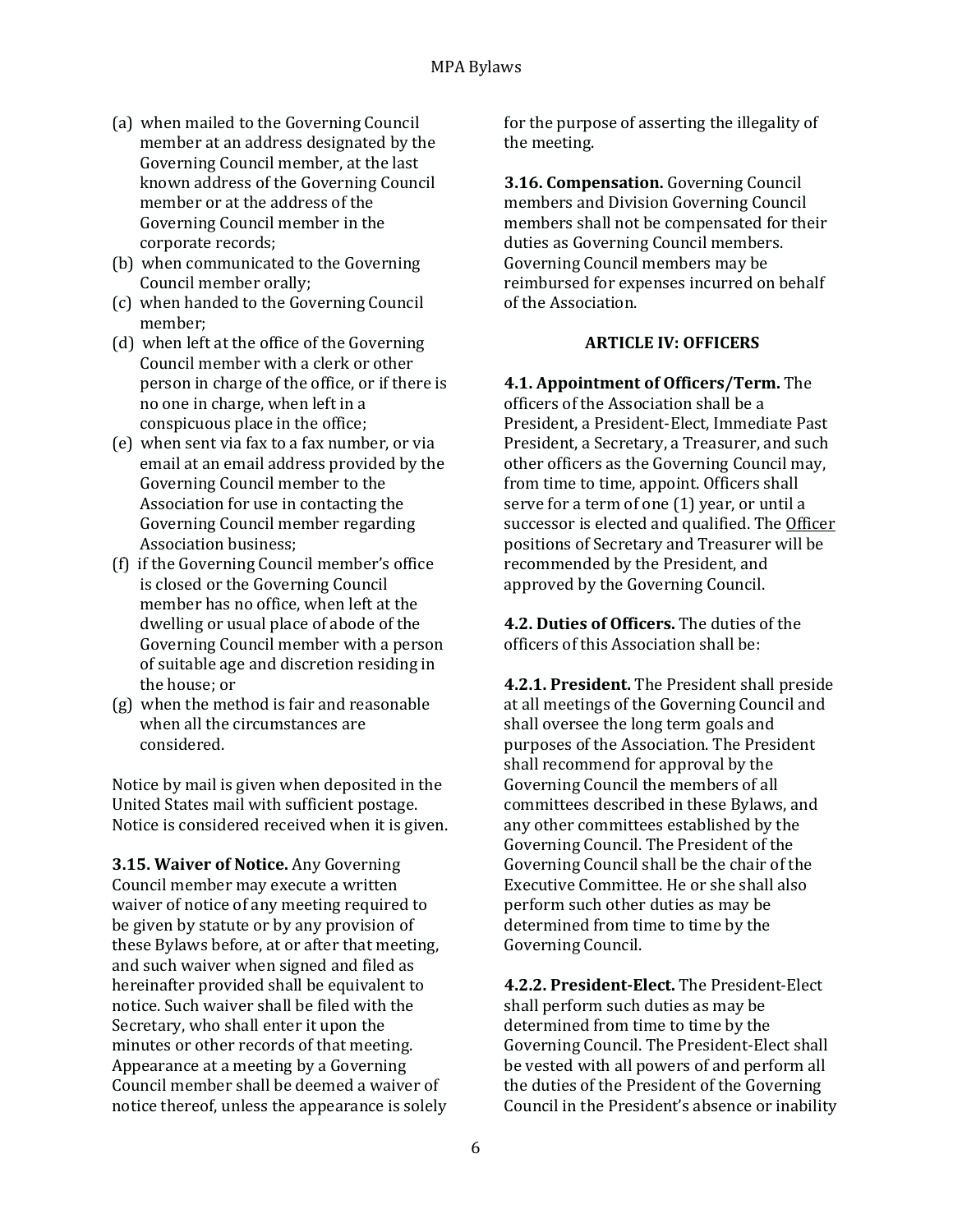(a) when mailed to the Governing Council member at an address designated by the Governing Council member, at the last known address of the Governing Council member or at the address of the Governing Council member in the corporate records;
(b) when communicated to the Governing Council member orally;
(c) when handed to the Governing Council member;
(d) when left at the office of the Governing Council member with a clerk or other person in charge of the office, or if there is no one in charge, when left in a conspicuous place in the office;
(e) when sent via fax to a fax number, or via email at an email address provided by the Governing Council member to the Association for use in contacting the Governing Council member regarding Association business;
(f) if the Governing Council member's office is closed or the Governing Council member has no office, when left at the dwelling or usual place of abode of the Governing Council member with a person of suitable age and discretion residing in the house; or
(g) when the method is fair and reasonable when all the circumstances are considered.

Notice by mail is given when deposited in the United States mail with sufficient postage. Notice is considered received when it is given.

**3.15. Waiver of Notice.** Any Governing Council member may execute a written waiver of notice of any meeting required to be given by statute or by any provision of these Bylaws before, at or after that meeting, and such waiver when signed and filed as hereinafter provided shall be equivalent to notice. Such waiver shall be filed with the Secretary, who shall enter it upon the minutes or other records of that meeting. Appearance at a meeting by a Governing Council member shall be deemed a waiver of notice thereof, unless the appearance is solely for the purpose of asserting the illegality of the meeting.

**3.16. Compensation.** Governing Council members and Division Governing Council members shall not be compensated for their duties as Governing Council members. Governing Council members may be reimbursed for expenses incurred on behalf of the Association.

## ARTICLE IV: OFFICERS

**4.1. Appointment of Officers/Term.** The officers of the Association shall be a President, a President-Elect, Immediate Past President, a Secretary, a Treasurer, and such other officers as the Governing Council may, from time to time, appoint. Officers shall serve for a term of one (1) year, or until a successor is elected and qualified. The Officer positions of Secretary and Treasurer will be recommended by the President, and approved by the Governing Council.

**4.2. Duties of Officers.** The duties of the officers of this Association shall be:

**4.2.1. President.** The President shall preside at all meetings of the Governing Council and shall oversee the long term goals and purposes of the Association. The President shall recommend for approval by the Governing Council the members of all committees described in these Bylaws, and any other committees established by the Governing Council. The President of the Governing Council shall be the chair of the Executive Committee. He or she shall also perform such other duties as may be determined from time to time by the Governing Council.

**4.2.2. President-Elect.** The President-Elect shall perform such duties as may be determined from time to time by the Governing Council. The President-Elect shall be vested with all powers of and perform all the duties of the President of the Governing Council in the President's absence or inability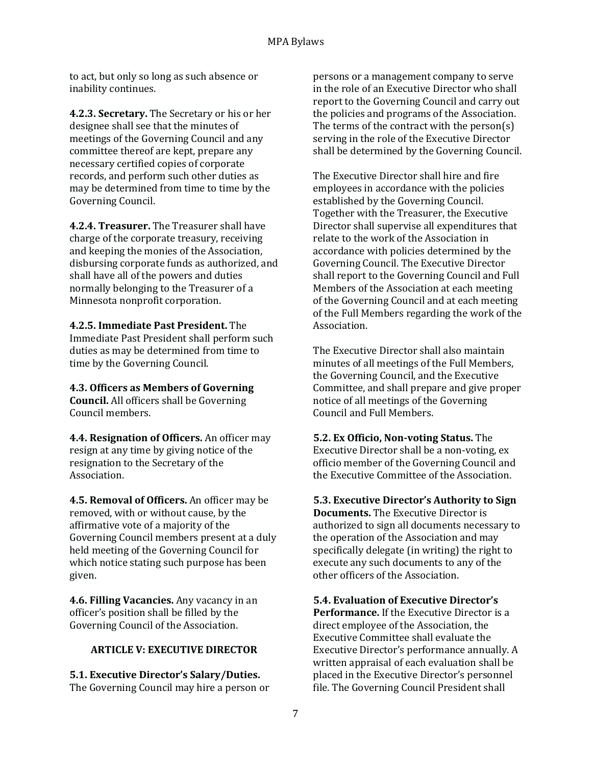to act, but only so long as such absence or inability continues.

**4.2.3. Secretary.** The Secretary or his or her designee shall see that the minutes of meetings of the Governing Council and any committee thereof are kept, prepare any necessary certified copies of corporate records, and perform such other duties as may be determined from time to time by the Governing Council.

**4.2.4. Treasurer.** The Treasurer shall have charge of the corporate treasury, receiving and keeping the monies of the Association, disbursing corporate funds as authorized, and shall have all of the powers and duties normally belonging to the Treasurer of a Minnesota nonprofit corporation.

**4.2.5. Immediate Past President.** The Immediate Past President shall perform such duties as may be determined from time to time by the Governing Council.

**4.3. Officers as Members of Governing Council.** All officers shall be Governing Council members.

**4.4. Resignation of Officers.** An officer may resign at any time by giving notice of the resignation to the Secretary of the Association.

**4.5. Removal of Officers.** An officer may be removed, with or without cause, by the affirmative vote of a majority of the Governing Council members present at a duly held meeting of the Governing Council for which notice stating such purpose has been given.

**4.6. Filling Vacancies.** Any vacancy in an officer's position shall be filled by the Governing Council of the Association.

## ARTICLE V: EXECUTIVE DIRECTOR

**5.1. Executive Director's Salary/Duties.** The Governing Council may hire a person or persons or a management company to serve in the role of an Executive Director who shall report to the Governing Council and carry out the policies and programs of the Association. The terms of the contract with the person(s) serving in the role of the Executive Director shall be determined by the Governing Council.

The Executive Director shall hire and fire employees in accordance with the policies established by the Governing Council. Together with the Treasurer, the Executive Director shall supervise all expenditures that relate to the work of the Association in accordance with policies determined by the Governing Council. The Executive Director shall report to the Governing Council and Full Members of the Association at each meeting of the Governing Council and at each meeting of the Full Members regarding the work of the Association.

The Executive Director shall also maintain minutes of all meetings of the Full Members, the Governing Council, and the Executive Committee, and shall prepare and give proper notice of all meetings of the Governing Council and Full Members.

**5.2. Ex Officio, Non-voting Status.** The Executive Director shall be a non-voting, ex officio member of the Governing Council and the Executive Committee of the Association.

**5.3. Executive Director's Authority to Sign Documents.** The Executive Director is authorized to sign all documents necessary to the operation of the Association and may specifically delegate (in writing) the right to execute any such documents to any of the other officers of the Association.

**5.4. Evaluation of Executive Director's Performance.** If the Executive Director is a direct employee of the Association, the Executive Committee shall evaluate the Executive Director's performance annually. A written appraisal of each evaluation shall be placed in the Executive Director's personnel file. The Governing Council President shall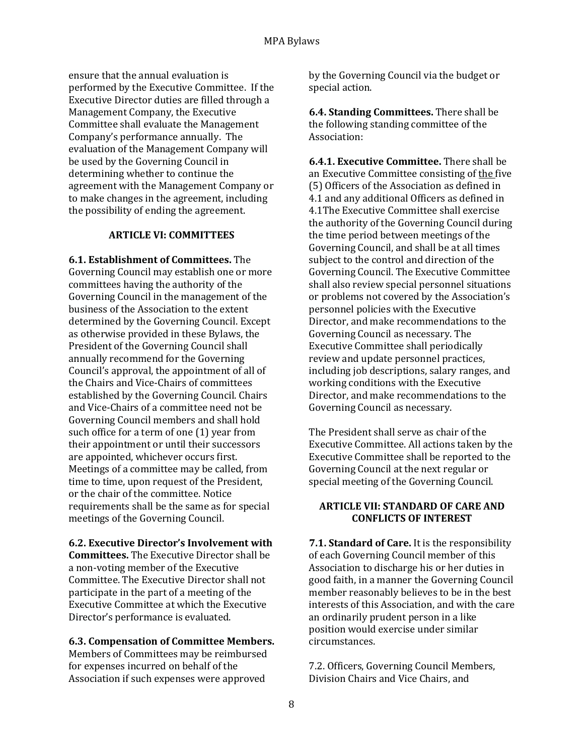ensure that the annual evaluation is performed by the Executive Committee. If the Executive Director duties are filled through a Management Company, the Executive Committee shall evaluate the Management Company's performance annually. The evaluation of the Management Company will be used by the Governing Council in determining whether to continue the agreement with the Management Company or to make changes in the agreement, including the possibility of ending the agreement.

## ARTICLE VI: COMMITTEES

**6.1. Establishment of Committees.** The Governing Council may establish one or more committees having the authority of the Governing Council in the management of the business of the Association to the extent determined by the Governing Council. Except as otherwise provided in these Bylaws, the President of the Governing Council shall annually recommend for the Governing Council's approval, the appointment of all of the Chairs and Vice-Chairs of committees established by the Governing Council. Chairs and Vice-Chairs of a committee need not be Governing Council members and shall hold such office for a term of one (1) year from their appointment or until their successors are appointed, whichever occurs first. Meetings of a committee may be called, from time to time, upon request of the President, or the chair of the committee. Notice requirements shall be the same as for special meetings of the Governing Council.

**6.2. Executive Director's Involvement with Committees.** The Executive Director shall be a non-voting member of the Executive Committee. The Executive Director shall not participate in the part of a meeting of the Executive Committee at which the Executive Director's performance is evaluated.

**6.3. Compensation of Committee Members.** Members of Committees may be reimbursed for expenses incurred on behalf of the Association if such expenses were approved by the Governing Council via the budget or special action.

**6.4. Standing Committees.** There shall be the following standing committee of the Association:

**6.4.1. Executive Committee.** There shall be an Executive Committee consisting of the five (5) Officers of the Association as defined in 4.1 and any additional Officers as defined in 4.1The Executive Committee shall exercise the authority of the Governing Council during the time period between meetings of the Governing Council, and shall be at all times subject to the control and direction of the Governing Council. The Executive Committee shall also review special personnel situations or problems not covered by the Association's personnel policies with the Executive Director, and make recommendations to the Governing Council as necessary. The Executive Committee shall periodically review and update personnel practices, including job descriptions, salary ranges, and working conditions with the Executive Director, and make recommendations to the Governing Council as necessary.

The President shall serve as chair of the Executive Committee. All actions taken by the Executive Committee shall be reported to the Governing Council at the next regular or special meeting of the Governing Council.

## ARTICLE VII: STANDARD OF CARE AND CONFLICTS OF INTEREST

**7.1. Standard of Care.** It is the responsibility of each Governing Council member of this Association to discharge his or her duties in good faith, in a manner the Governing Council member reasonably believes to be in the best interests of this Association, and with the care an ordinarily prudent person in a like position would exercise under similar circumstances.

7.2. Officers, Governing Council Members, Division Chairs and Vice Chairs, and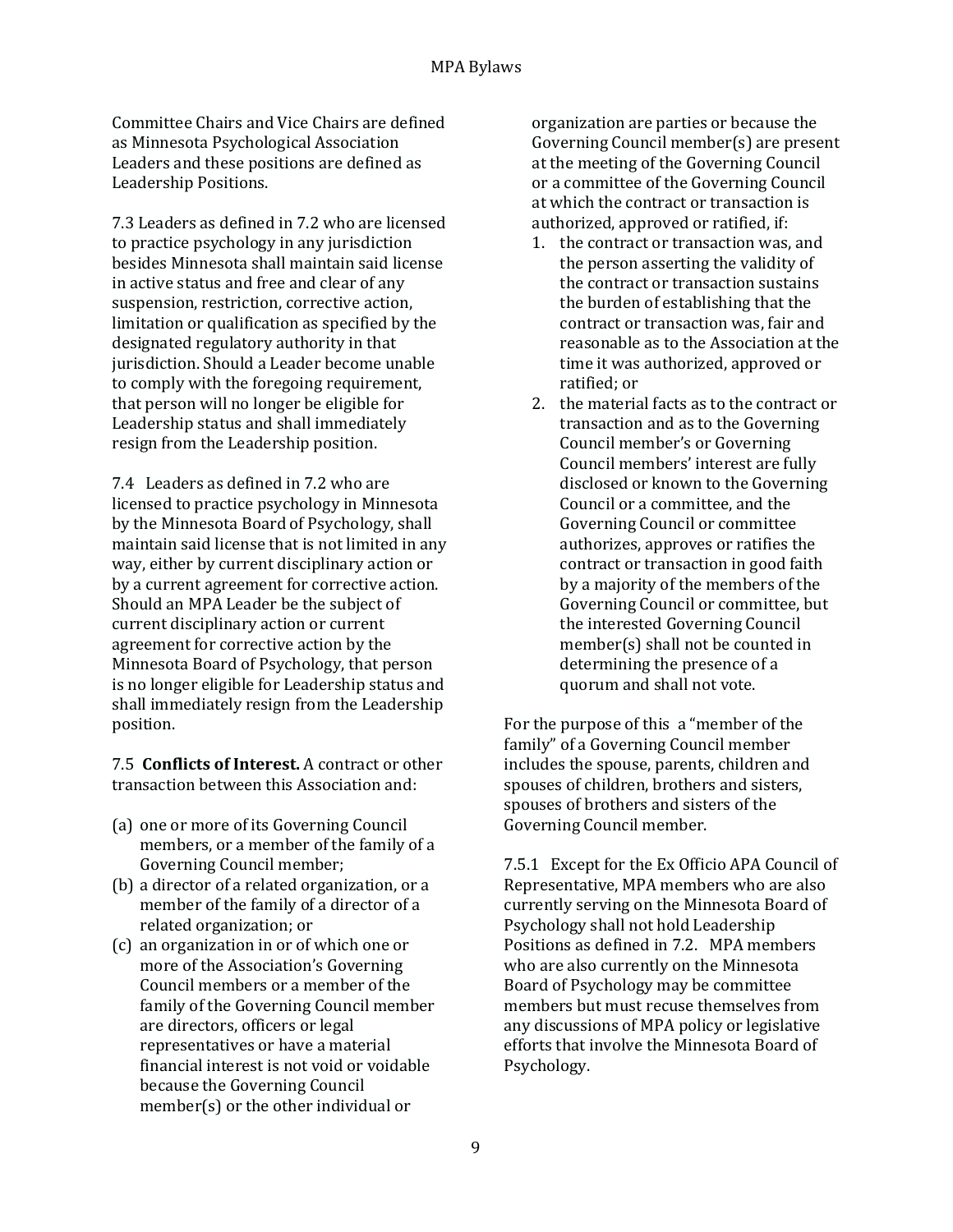Committee Chairs and Vice Chairs are defined as Minnesota Psychological Association Leaders and these positions are defined as Leadership Positions.

7.3 Leaders as defined in 7.2 who are licensed to practice psychology in any jurisdiction besides Minnesota shall maintain said license in active status and free and clear of any suspension, restriction, corrective action, limitation or qualification as specified by the designated regulatory authority in that jurisdiction. Should a Leader become unable to comply with the foregoing requirement, that person will no longer be eligible for Leadership status and shall immediately resign from the Leadership position.

7.4 Leaders as defined in 7.2 who are licensed to practice psychology in Minnesota by the Minnesota Board of Psychology, shall maintain said license that is not limited in any way, either by current disciplinary action or by a current agreement for corrective action. Should an MPA Leader be the subject of current disciplinary action or current agreement for corrective action by the Minnesota Board of Psychology, that person is no longer eligible for Leadership status and shall immediately resign from the Leadership position.

7.5 **Conflicts of Interest.** A contract or other transaction between this Association and:

(a) one or more of its Governing Council members, or a member of the family of a Governing Council member;
(b) a director of a related organization, or a member of the family of a director of a related organization; or
(c) an organization in or of which one or more of the Association's Governing Council members or a member of the family of the Governing Council member are directors, officers or legal representatives or have a material financial interest is not void or voidable because the Governing Council member(s) or the other individual or organization are parties or because the Governing Council member(s) are present at the meeting of the Governing Council or a committee of the Governing Council at which the contract or transaction is authorized, approved or ratified, if:

1. the contract or transaction was, and the person asserting the validity of the contract or transaction sustains the burden of establishing that the contract or transaction was, fair and reasonable as to the Association at the time it was authorized, approved or ratified; or
2. the material facts as to the contract or transaction and as to the Governing Council member's or Governing Council members' interest are fully disclosed or known to the Governing Council or a committee, and the Governing Council or committee authorizes, approves or ratifies the contract or transaction in good faith by a majority of the members of the Governing Council or committee, but the interested Governing Council member(s) shall not be counted in determining the presence of a quorum and shall not vote.

For the purpose of this a "member of the family" of a Governing Council member includes the spouse, parents, children and spouses of children, brothers and sisters, spouses of brothers and sisters of the Governing Council member.

7.5.1 Except for the Ex Officio APA Council of Representative, MPA members who are also currently serving on the Minnesota Board of Psychology shall not hold Leadership Positions as defined in 7.2. MPA members who are also currently on the Minnesota Board of Psychology may be committee members but must recuse themselves from any discussions of MPA policy or legislative efforts that involve the Minnesota Board of Psychology.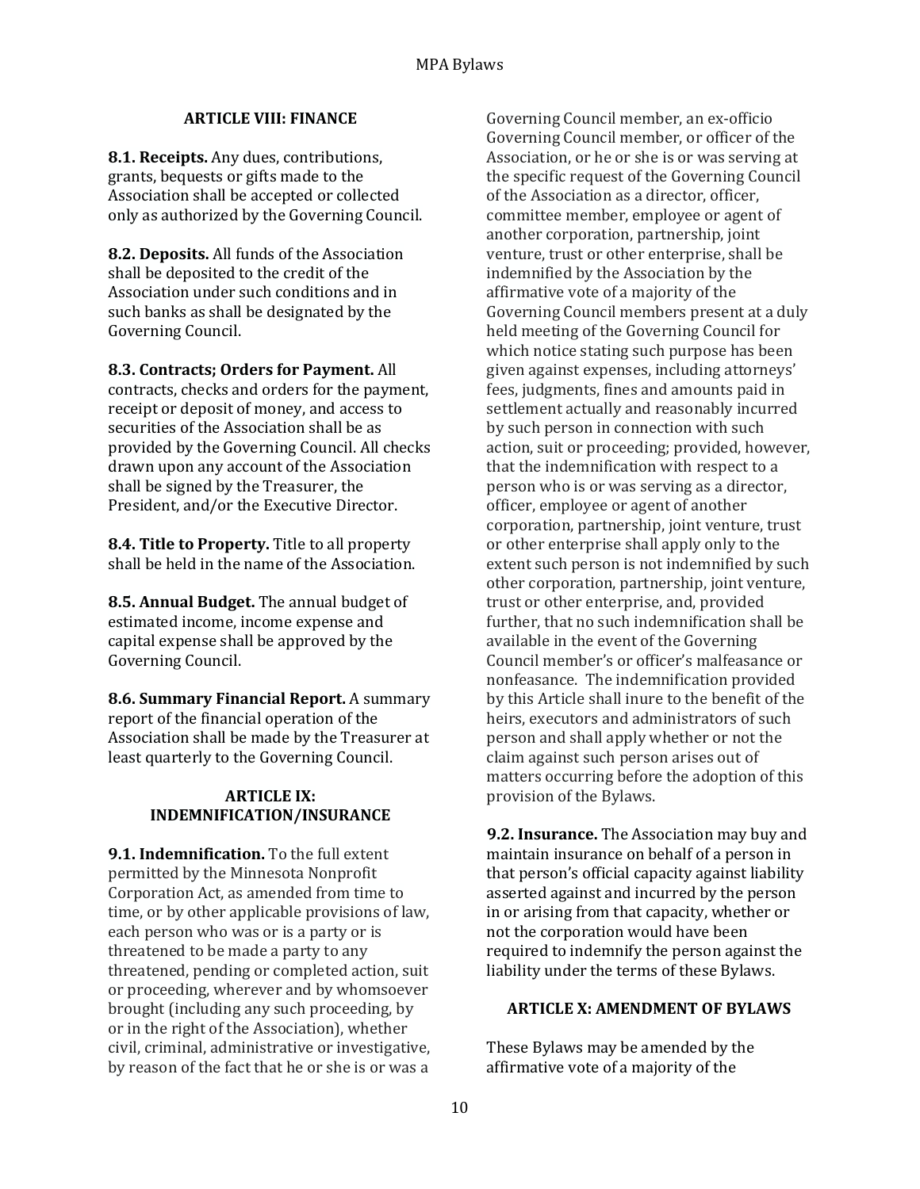## ARTICLE VIII: FINANCE

**8.1. Receipts.** Any dues, contributions, grants, bequests or gifts made to the Association shall be accepted or collected only as authorized by the Governing Council.

**8.2. Deposits.** All funds of the Association shall be deposited to the credit of the Association under such conditions and in such banks as shall be designated by the Governing Council.

**8.3. Contracts; Orders for Payment.** All contracts, checks and orders for the payment, receipt or deposit of money, and access to securities of the Association shall be as provided by the Governing Council. All checks drawn upon any account of the Association shall be signed by the Treasurer, the President, and/or the Executive Director.

**8.4. Title to Property.** Title to all property shall be held in the name of the Association.

**8.5. Annual Budget.** The annual budget of estimated income, income expense and capital expense shall be approved by the Governing Council.

**8.6. Summary Financial Report.** A summary report of the financial operation of the Association shall be made by the Treasurer at least quarterly to the Governing Council.

## ARTICLE IX: INDEMNIFICATION/INSURANCE

**9.1. Indemnification.** To the full extent permitted by the Minnesota Nonprofit Corporation Act, as amended from time to time, or by other applicable provisions of law, each person who was or is a party or is threatened to be made a party to any threatened, pending or completed action, suit or proceeding, wherever and by whomsoever brought (including any such proceeding, by or in the right of the Association), whether civil, criminal, administrative or investigative, by reason of the fact that he or she is or was a Governing Council member, an ex-officio Governing Council member, or officer of the Association, or he or she is or was serving at the specific request of the Governing Council of the Association as a director, officer, committee member, employee or agent of another corporation, partnership, joint venture, trust or other enterprise, shall be indemnified by the Association by the affirmative vote of a majority of the Governing Council members present at a duly held meeting of the Governing Council for which notice stating such purpose has been given against expenses, including attorneys' fees, judgments, fines and amounts paid in settlement actually and reasonably incurred by such person in connection with such action, suit or proceeding; provided, however, that the indemnification with respect to a person who is or was serving as a director, officer, employee or agent of another corporation, partnership, joint venture, trust or other enterprise shall apply only to the extent such person is not indemnified by such other corporation, partnership, joint venture, trust or other enterprise, and, provided further, that no such indemnification shall be available in the event of the Governing Council member's or officer's malfeasance or nonfeasance. The indemnification provided by this Article shall inure to the benefit of the heirs, executors and administrators of such person and shall apply whether or not the claim against such person arises out of matters occurring before the adoption of this provision of the Bylaws.

**9.2. Insurance.** The Association may buy and maintain insurance on behalf of a person in that person's official capacity against liability asserted against and incurred by the person in or arising from that capacity, whether or not the corporation would have been required to indemnify the person against the liability under the terms of these Bylaws.

## ARTICLE X: AMENDMENT OF BYLAWS

These Bylaws may be amended by the affirmative vote of a majority of the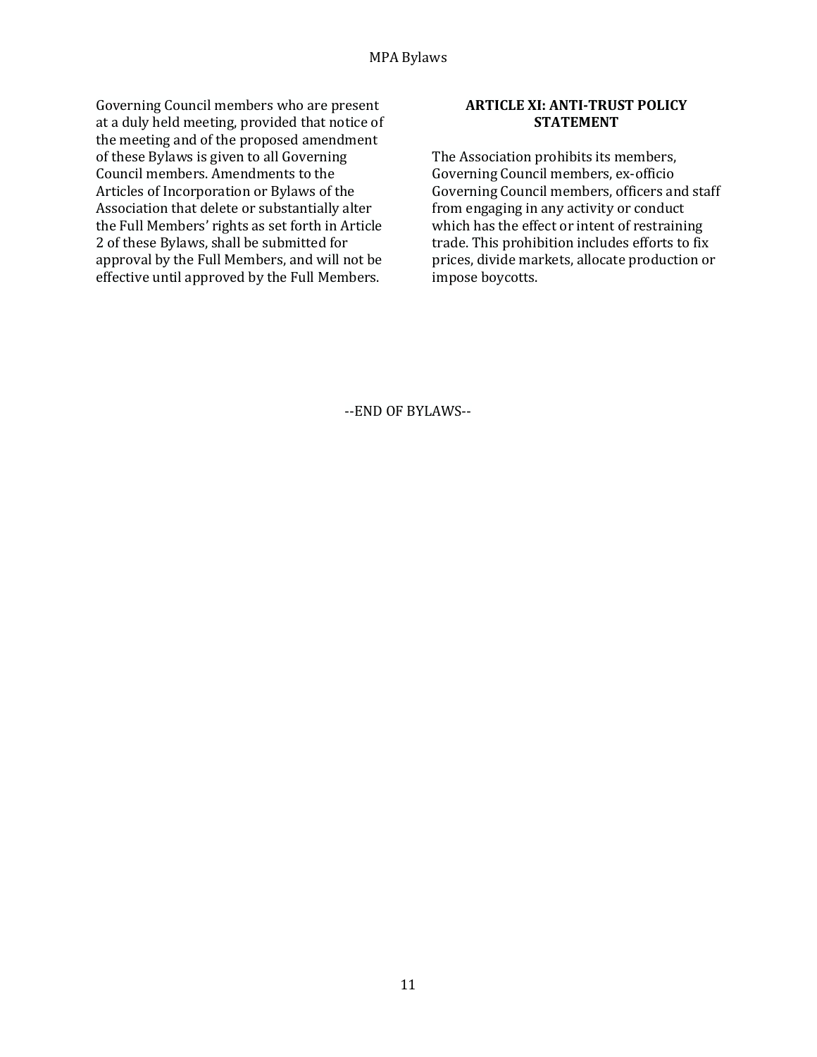Governing Council members who are present at a duly held meeting, provided that notice of the meeting and of the proposed amendment of these Bylaws is given to all Governing Council members. Amendments to the Articles of Incorporation or Bylaws of the Association that delete or substantially alter the Full Members' rights as set forth in Article 2 of these Bylaws, shall be submitted for approval by the Full Members, and will not be effective until approved by the Full Members.

## ARTICLE XI: ANTI-TRUST POLICY STATEMENT

The Association prohibits its members, Governing Council members, ex-officio Governing Council members, officers and staff from engaging in any activity or conduct which has the effect or intent of restraining trade. This prohibition includes efforts to fix prices, divide markets, allocate production or impose boycotts.

--END OF BYLAWS--